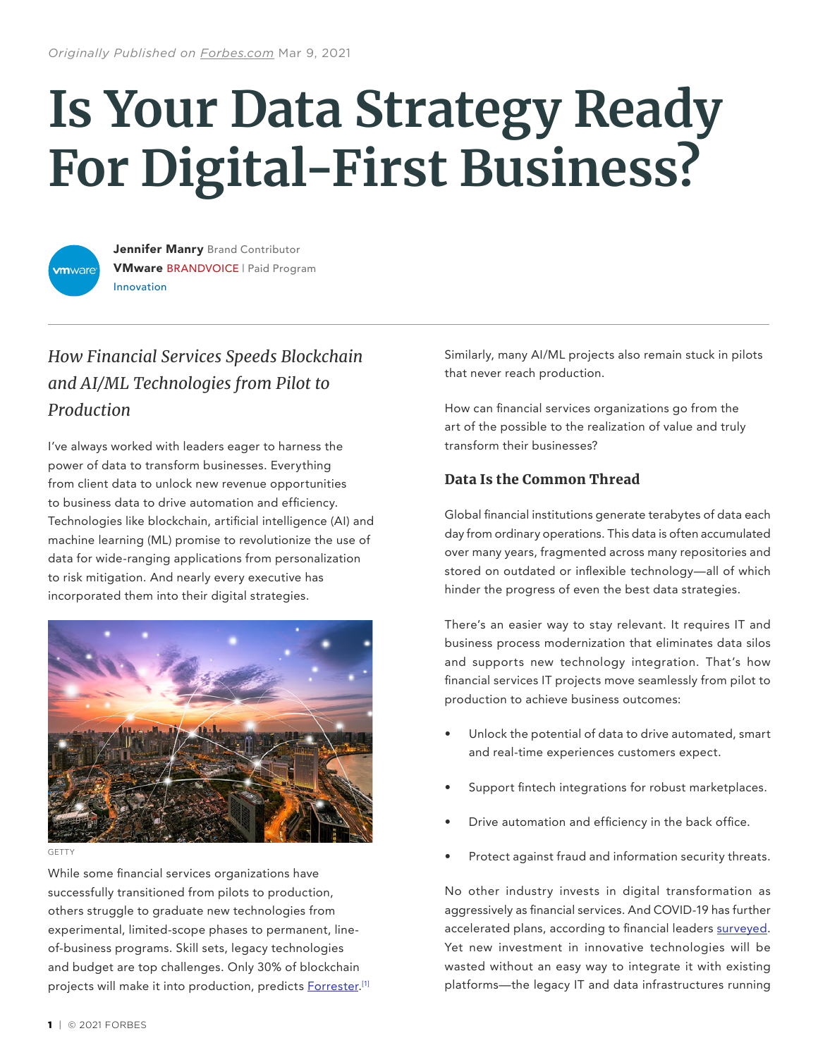*Originally Published on Forbes.com* Mar 9, 2021

# Is Your Data Strategy Ready For Digital-First Business?

**Jennifer Manry** Brand Contributor
**VMware** BRANDVOICE | Paid Program
Innovation

## *How Financial Services Speeds Blockchain and AI/ML Technologies from Pilot to Production*

I've always worked with leaders eager to harness the power of data to transform businesses. Everything from client data to unlock new revenue opportunities to business data to drive automation and efficiency. Technologies like blockchain, artificial intelligence (AI) and machine learning (ML) promise to revolutionize the use of data for wide-ranging applications from personalization to risk mitigation. And nearly every executive has incorporated them into their digital strategies.

GETTY

While some financial services organizations have successfully transitioned from pilots to production, others struggle to graduate new technologies from experimental, limited-scope phases to permanent, line-of-business programs. Skill sets, legacy technologies and budget are top challenges. Only 30% of blockchain projects will make it into production, predicts Forrester.[1] Similarly, many AI/ML projects also remain stuck in pilots that never reach production.

How can financial services organizations go from the art of the possible to the realization of value and truly transform their businesses?

### Data Is the Common Thread

Global financial institutions generate terabytes of data each day from ordinary operations. This data is often accumulated over many years, fragmented across many repositories and stored on outdated or inflexible technology—all of which hinder the progress of even the best data strategies.

There's an easier way to stay relevant. It requires IT and business process modernization that eliminates data silos and supports new technology integration. That's how financial services IT projects move seamlessly from pilot to production to achieve business outcomes:

- Unlock the potential of data to drive automated, smart and real-time experiences customers expect.
- Support fintech integrations for robust marketplaces.
- Drive automation and efficiency in the back office.
- Protect against fraud and information security threats.

No other industry invests in digital transformation as aggressively as financial services. And COVID-19 has further accelerated plans, according to financial leaders surveyed. Yet new investment in innovative technologies will be wasted without an easy way to integrate it with existing platforms—the legacy IT and data infrastructures running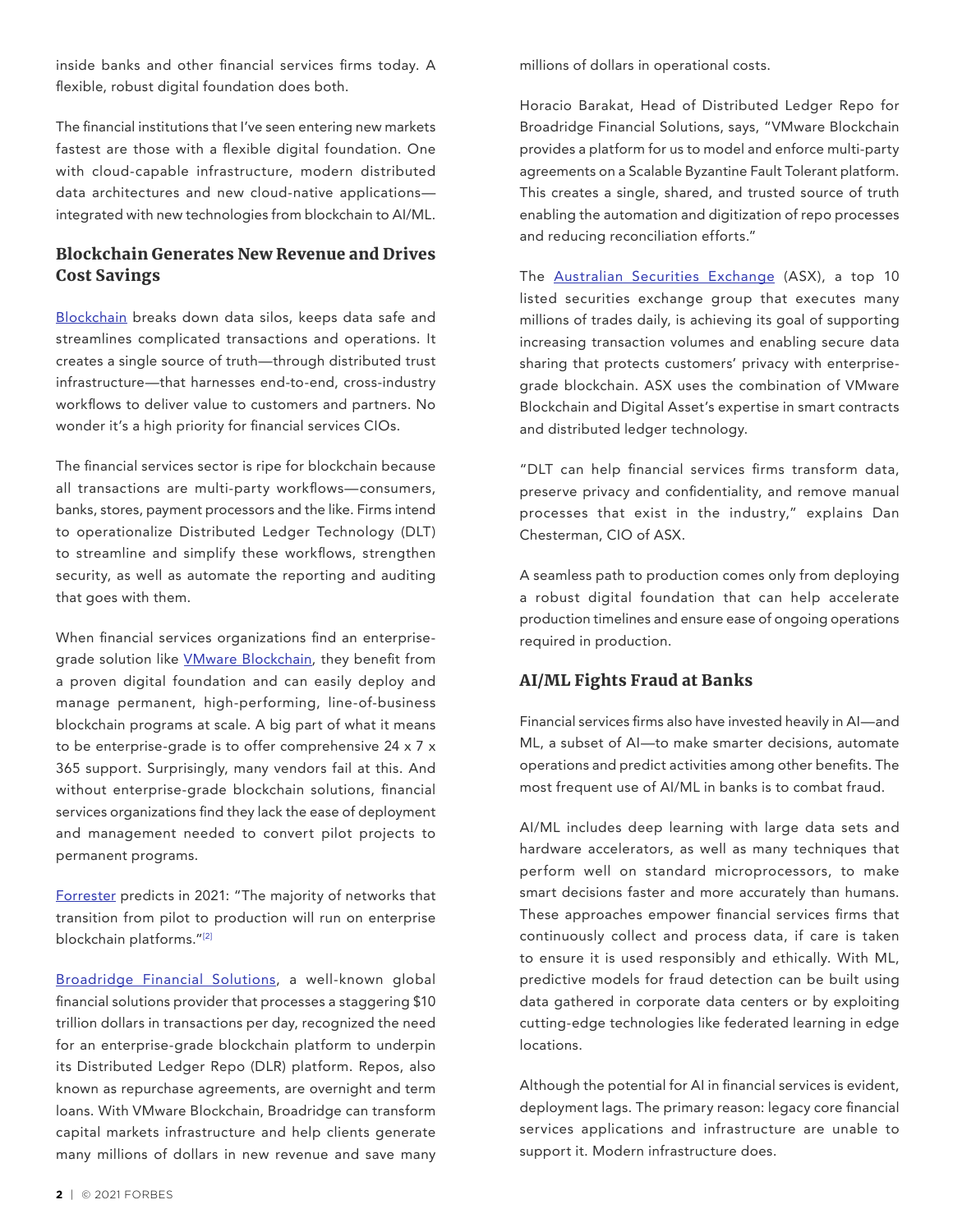inside banks and other financial services firms today. A flexible, robust digital foundation does both.

The financial institutions that I've seen entering new markets fastest are those with a flexible digital foundation. One with cloud-capable infrastructure, modern distributed data architectures and new cloud-native applications—integrated with new technologies from blockchain to AI/ML.

## Blockchain Generates New Revenue and Drives Cost Savings

Blockchain breaks down data silos, keeps data safe and streamlines complicated transactions and operations. It creates a single source of truth—through distributed trust infrastructure—that harnesses end-to-end, cross-industry workflows to deliver value to customers and partners. No wonder it's a high priority for financial services CIOs.

The financial services sector is ripe for blockchain because all transactions are multi-party workflows—consumers, banks, stores, payment processors and the like. Firms intend to operationalize Distributed Ledger Technology (DLT) to streamline and simplify these workflows, strengthen security, as well as automate the reporting and auditing that goes with them.

When financial services organizations find an enterprise-grade solution like VMware Blockchain, they benefit from a proven digital foundation and can easily deploy and manage permanent, high-performing, line-of-business blockchain programs at scale. A big part of what it means to be enterprise-grade is to offer comprehensive 24 x 7 x 365 support. Surprisingly, many vendors fail at this. And without enterprise-grade blockchain solutions, financial services organizations find they lack the ease of deployment and management needed to convert pilot projects to permanent programs.

Forrester predicts in 2021: "The majority of networks that transition from pilot to production will run on enterprise blockchain platforms."[2]

Broadridge Financial Solutions, a well-known global financial solutions provider that processes a staggering $10 trillion dollars in transactions per day, recognized the need for an enterprise-grade blockchain platform to underpin its Distributed Ledger Repo (DLR) platform. Repos, also known as repurchase agreements, are overnight and term loans. With VMware Blockchain, Broadridge can transform capital markets infrastructure and help clients generate many millions of dollars in new revenue and save many millions of dollars in operational costs.

Horacio Barakat, Head of Distributed Ledger Repo for Broadridge Financial Solutions, says, "VMware Blockchain provides a platform for us to model and enforce multi-party agreements on a Scalable Byzantine Fault Tolerant platform. This creates a single, shared, and trusted source of truth enabling the automation and digitization of repo processes and reducing reconciliation efforts."

The Australian Securities Exchange (ASX), a top 10 listed securities exchange group that executes many millions of trades daily, is achieving its goal of supporting increasing transaction volumes and enabling secure data sharing that protects customers' privacy with enterprise-grade blockchain. ASX uses the combination of VMware Blockchain and Digital Asset's expertise in smart contracts and distributed ledger technology.

"DLT can help financial services firms transform data, preserve privacy and confidentiality, and remove manual processes that exist in the industry," explains Dan Chesterman, CIO of ASX.

A seamless path to production comes only from deploying a robust digital foundation that can help accelerate production timelines and ensure ease of ongoing operations required in production.

## AI/ML Fights Fraud at Banks

Financial services firms also have invested heavily in AI—and ML, a subset of AI—to make smarter decisions, automate operations and predict activities among other benefits. The most frequent use of AI/ML in banks is to combat fraud.

AI/ML includes deep learning with large data sets and hardware accelerators, as well as many techniques that perform well on standard microprocessors, to make smart decisions faster and more accurately than humans. These approaches empower financial services firms that continuously collect and process data, if care is taken to ensure it is used responsibly and ethically. With ML, predictive models for fraud detection can be built using data gathered in corporate data centers or by exploiting cutting-edge technologies like federated learning in edge locations.

Although the potential for AI in financial services is evident, deployment lags. The primary reason: legacy core financial services applications and infrastructure are unable to support it. Modern infrastructure does.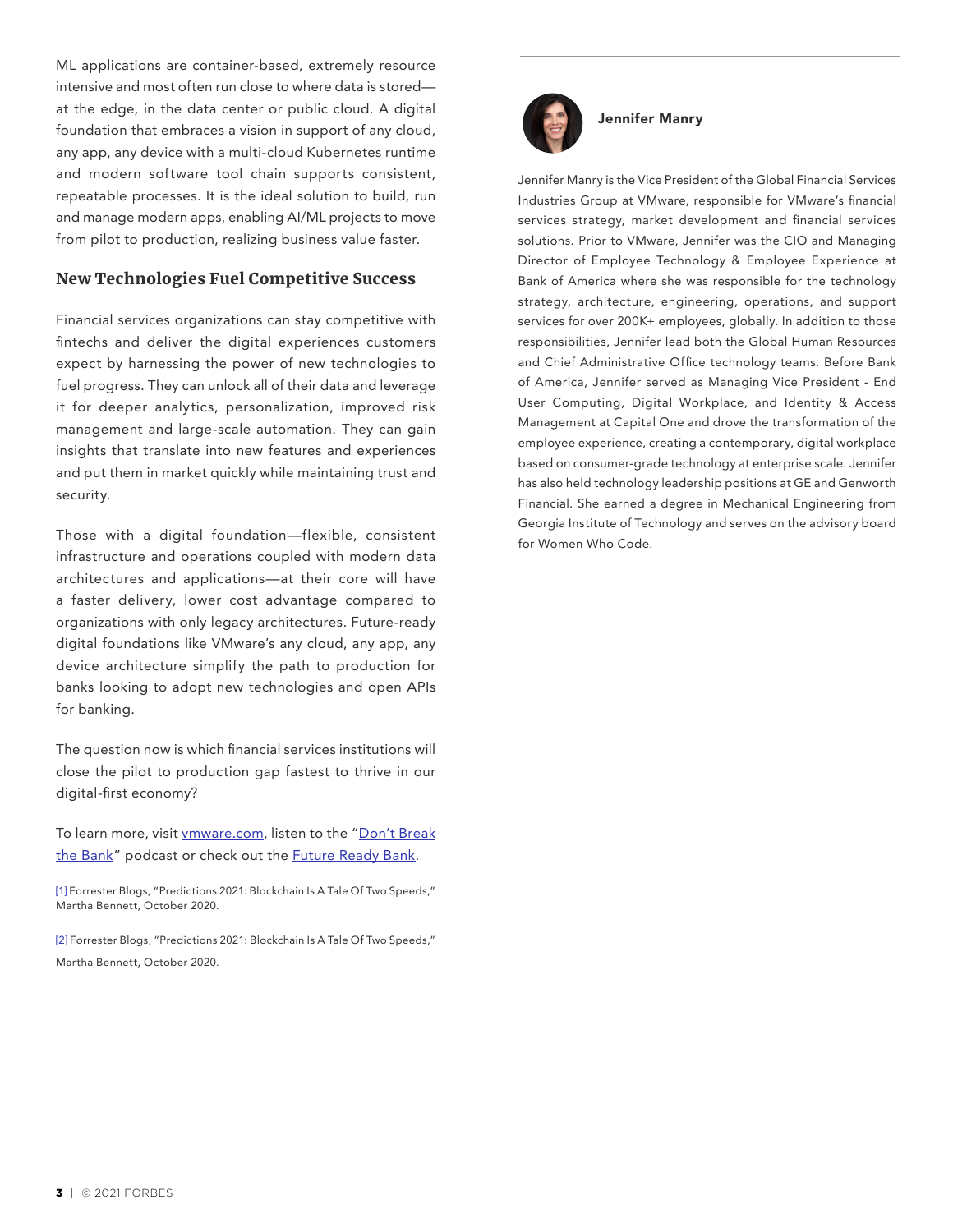ML applications are container-based, extremely resource intensive and most often run close to where data is stored—at the edge, in the data center or public cloud. A digital foundation that embraces a vision in support of any cloud, any app, any device with a multi-cloud Kubernetes runtime and modern software tool chain supports consistent, repeatable processes. It is the ideal solution to build, run and manage modern apps, enabling AI/ML projects to move from pilot to production, realizing business value faster.

## New Technologies Fuel Competitive Success

Financial services organizations can stay competitive with fintechs and deliver the digital experiences customers expect by harnessing the power of new technologies to fuel progress. They can unlock all of their data and leverage it for deeper analytics, personalization, improved risk management and large-scale automation. They can gain insights that translate into new features and experiences and put them in market quickly while maintaining trust and security.

Those with a digital foundation—flexible, consistent infrastructure and operations coupled with modern data architectures and applications—at their core will have a faster delivery, lower cost advantage compared to organizations with only legacy architectures. Future-ready digital foundations like VMware's any cloud, any app, any device architecture simplify the path to production for banks looking to adopt new technologies and open APIs for banking.

The question now is which financial services institutions will close the pilot to production gap fastest to thrive in our digital-first economy?

To learn more, visit vmware.com, listen to the "Don't Break the Bank" podcast or check out the Future Ready Bank.

[1] Forrester Blogs, "Predictions 2021: Blockchain Is A Tale Of Two Speeds," Martha Bennett, October 2020.

[2] Forrester Blogs, "Predictions 2021: Blockchain Is A Tale Of Two Speeds," Martha Bennett, October 2020.

**Jennifer Manry**

Jennifer Manry is the Vice President of the Global Financial Services Industries Group at VMware, responsible for VMware's financial services strategy, market development and financial services solutions. Prior to VMware, Jennifer was the CIO and Managing Director of Employee Technology & Employee Experience at Bank of America where she was responsible for the technology strategy, architecture, engineering, operations, and support services for over 200K+ employees, globally. In addition to those responsibilities, Jennifer lead both the Global Human Resources and Chief Administrative Office technology teams. Before Bank of America, Jennifer served as Managing Vice President - End User Computing, Digital Workplace, and Identity & Access Management at Capital One and drove the transformation of the employee experience, creating a contemporary, digital workplace based on consumer-grade technology at enterprise scale. Jennifer has also held technology leadership positions at GE and Genworth Financial. She earned a degree in Mechanical Engineering from Georgia Institute of Technology and serves on the advisory board for Women Who Code.